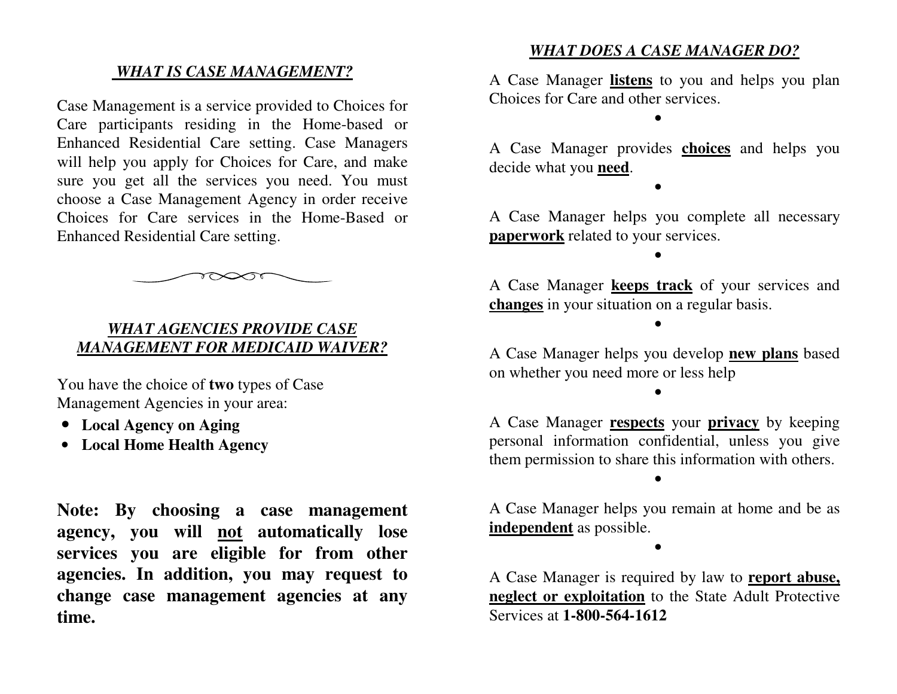## *WHAT IS CASE MANAGEMENT?*

Case Management is a service provided to Choices for Care participants residing in the Home-based or Enhanced Residential Care setting. Case Managers will help you apply for Choices for Care, and make sure you get all the services you need. You must choose a Case Management Agency in order receive Choices for Care services in the Home-Based or Enhanced Residential Care setting.

## *WHAT AGENCIES PROVIDE CASE MANAGEMENT FOR MEDICAID WAIVER?*

You have the choice of **two** types of Case Management Agencies in your area:

- **Local Agency on Aging**
- **Local Home Health Agency**

**Note: By choosing a case management agency, you will not automatically lose services you are eligible for from other agencies. In addition, you may request to change case management agencies at any time.**

## *WHAT DOES A CASE MANAGER DO?*

A Case Manager **listens** to you and helps you plan Choices for Care and other services.

•

A Case Manager provides **choices** and helps you decide what you **need**.

•

A Case Manager helps you complete all necessary **paperwork** related to your services.

•

A Case Manager **keeps track** of your services and **changes** in your situation on a regular basis.

•

A Case Manager helps you develop **new plans** based on whether you need more or less help

•

A Case Manager **respects** your **privacy** by keeping personal information confidential, unless you give them permission to share this information with others.

•

A Case Manager helps you remain at home and be as **independent** as possible.

•

A Case Manager is required by law to **report abuse, neglect or exploitation** to the State Adult Protective Services at **1-800-564-1612**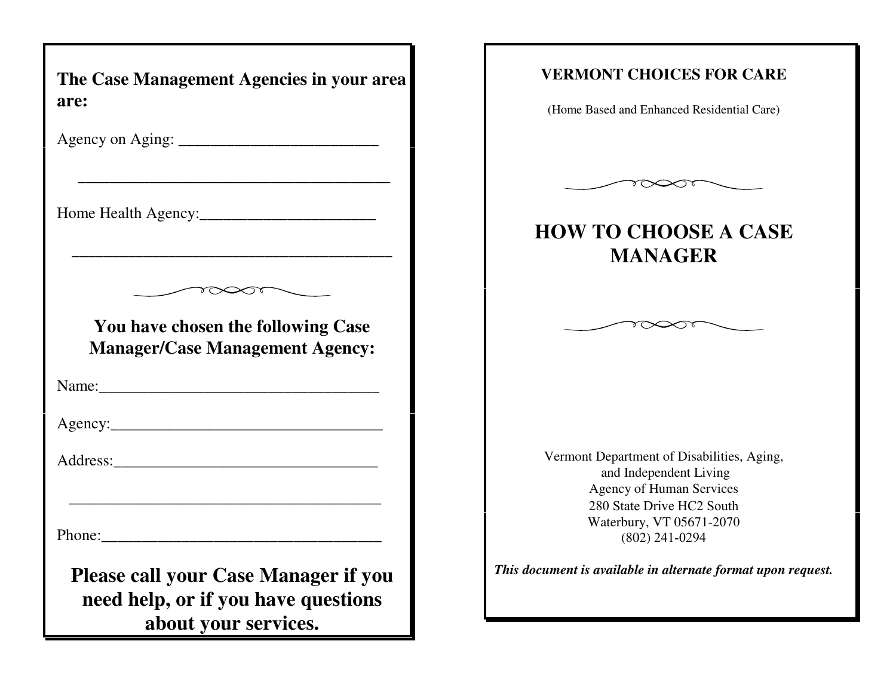**The Case Management Agencies in your area are:**

Agency on Aging: ________________________

______________________________________

Home Health Agency:_____________________

_______________________________________

**You have chosen the following Case Manager/Case Management Agency:**

Name:__________________________________

Agency:_________________________________

Address:________________________________

______________________________________

Phone:__________________________________

**Please call your Case Manager if you need help, or if you have questions about your services.**

**VERMONT CHOICES FOR CARE**

(Home Based and Enhanced Residential Care)

# HOW TO CHOOSE A CASE MANAGER

Vermont Department of Disabilities, Aging, and Independent Living
Agency of Human Services
280 State Drive HC2 South
Waterbury, VT 05671-2070
(802) 241-0294

***This document is available in alternate format upon request.***